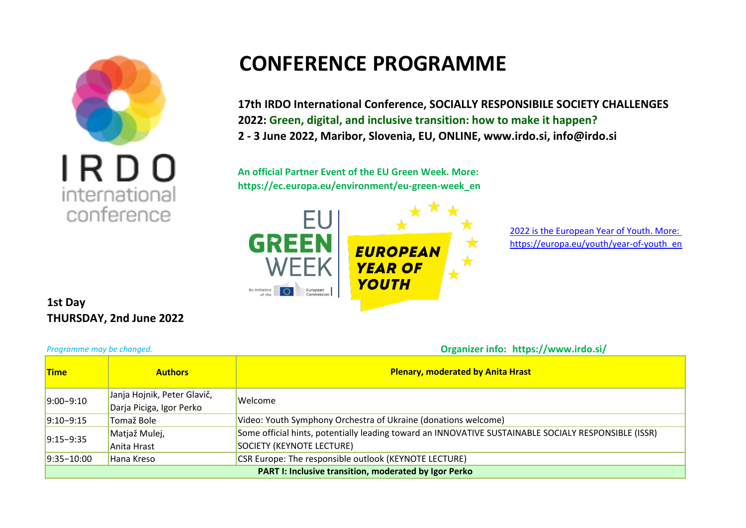IRDO international conference

# CONFERENCE PROGRAMME

**17th IRDO International Conference, SOCIALLY RESPONSIBILE SOCIETY CHALLENGES 2022: Green, digital, and inclusive transition: how to make it happen?**
**2 - 3 June 2022, Maribor, Slovenia, EU, ONLINE, www.irdo.si, info@irdo.si**

**An official Partner Event of the EU Green Week. More: https://ec.europa.eu/environment/eu-green-week_en**

EU GREEN WEEK — An initiative of the European Commission

EUROPEAN YEAR OF YOUTH

2022 is the European Year of Youth. More: https://europa.eu/youth/year-of-youth_en

## 1st Day
## THURSDAY, 2nd June 2022

*Programme may be changed.*

**Organizer info: https://www.irdo.si/**

| **Time** | **Authors** | **Plenary, moderated by Anita Hrast** |
|---|---|---|
| 9:00–9:10 | Janja Hojnik, Peter Glavič, Darja Piciga, Igor Perko | Welcome |
| 9:10–9:15 | Tomaž Bole | Video: Youth Symphony Orchestra of Ukraine (donations welcome) |
| 9:15–9:35 | Matjaž Mulej, Anita Hrast | Some official hints, potentially leading toward an INNOVATIVE SUSTAINABLE SOCIALY RESPONSIBLE (ISSR) SOCIETY (KEYNOTE LECTURE) |
| 9:35–10:00 | Hana Kreso | CSR Europe: The responsible outlook (KEYNOTE LECTURE) |
| **PART I: Inclusive transition, moderated by Igor Perko** | | |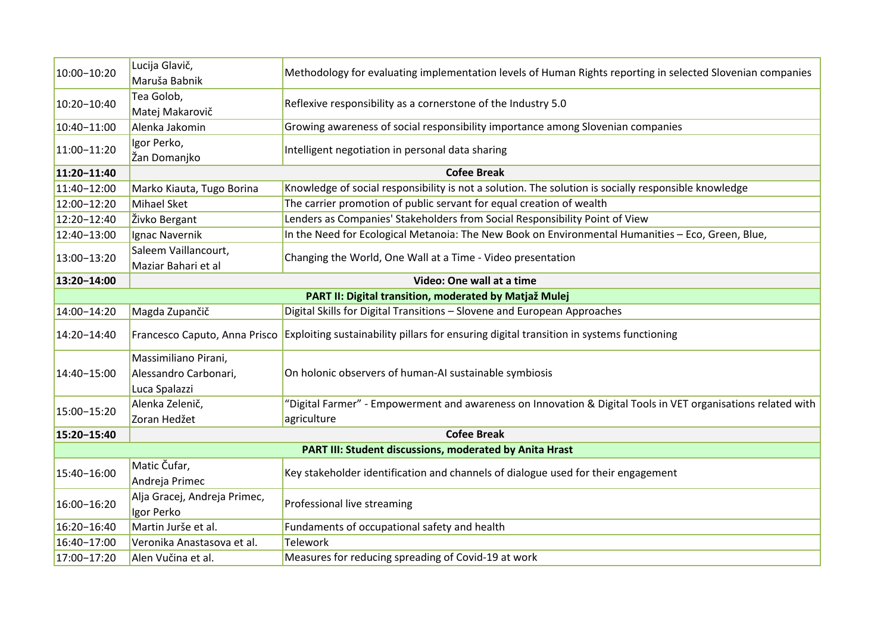| | | |
|---|---|---|
| 10:00–10:20 | Lucija Glavič, Maruša Babnik | Methodology for evaluating implementation levels of Human Rights reporting in selected Slovenian companies |
| 10:20–10:40 | Tea Golob, Matej Makarovič | Reflexive responsibility as a cornerstone of the Industry 5.0 |
| 10:40–11:00 | Alenka Jakomin | Growing awareness of social responsibility importance among Slovenian companies |
| 11:00–11:20 | Igor Perko, Žan Domanjko | Intelligent negotiation in personal data sharing |
| **11:20–11:40** | **Cofee Break** | |
| 11:40–12:00 | Marko Kiauta, Tugo Borina | Knowledge of social responsibility is not a solution. The solution is socially responsible knowledge |
| 12:00–12:20 | Mihael Sket | The carrier promotion of public servant for equal creation of wealth |
| 12:20–12:40 | Živko Bergant | Lenders as Companies' Stakeholders from Social Responsibility Point of View |
| 12:40–13:00 | Ignac Navernik | In the Need for Ecological Metanoia: The New Book on Environmental Humanities – Eco, Green, Blue, |
| 13:00–13:20 | Saleem Vaillancourt, Maziar Bahari et al | Changing the World, One Wall at a Time - Video presentation |
| **13:20–14:00** | **Video: One wall at a time** | |
| **PART II: Digital transition, moderated by Matjaž Mulej** | | |
| 14:00–14:20 | Magda Zupančič | Digital Skills for Digital Transitions – Slovene and European Approaches |
| 14:20–14:40 | Francesco Caputo, Anna Prisco | Exploiting sustainability pillars for ensuring digital transition in systems functioning |
| 14:40–15:00 | Massimiliano Pirani, Alessandro Carbonari, Luca Spalazzi | On holonic observers of human-AI sustainable symbiosis |
| 15:00–15:20 | Alenka Zelenič, Zoran Hedžet | "Digital Farmer" - Empowerment and awareness on Innovation & Digital Tools in VET organisations related with agriculture |
| **15:20–15:40** | **Cofee Break** | |
| **PART III: Student discussions, moderated by Anita Hrast** | | |
| 15:40–16:00 | Matic Čufar, Andreja Primec | Key stakeholder identification and channels of dialogue used for their engagement |
| 16:00–16:20 | Alja Gracej, Andreja Primec, Igor Perko | Professional live streaming |
| 16:20–16:40 | Martin Jurše et al. | Fundaments of occupational safety and health |
| 16:40–17:00 | Veronika Anastasova et al. | Telework |
| 17:00–17:20 | Alen Vučina et al. | Measures for reducing spreading of Covid-19 at work |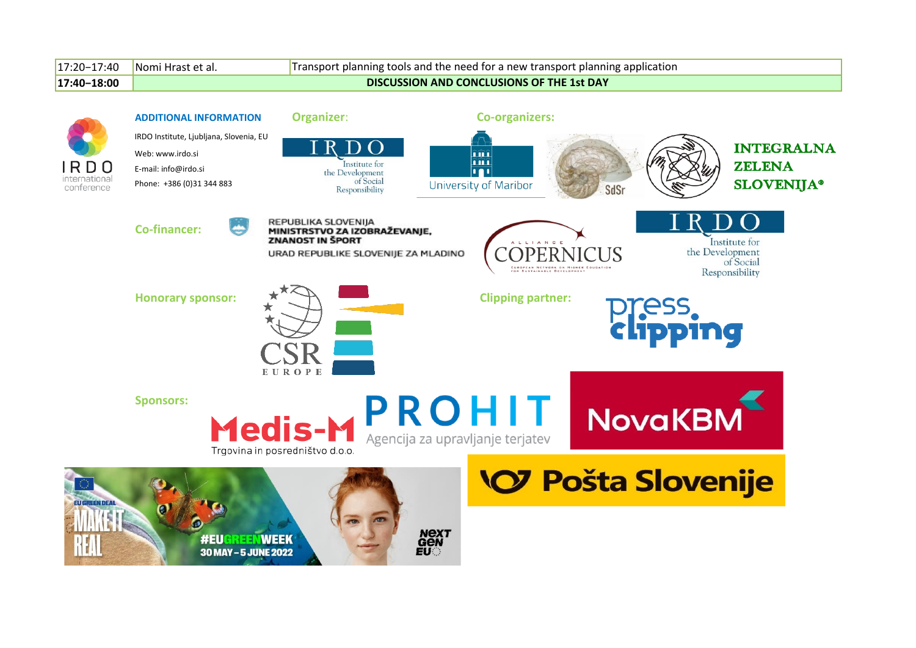| | | |
|---|---|---|
| 17:20–17:40 | Nomi Hrast et al. | Transport planning tools and the need for a new transport planning application |
| **17:40–18:00** | **DISCUSSION AND CONCLUSIONS OF THE 1st DAY** | |

**ADDITIONAL INFORMATION**

IRDO Institute, Ljubljana, Slovenia, EU

Web: www.irdo.si

E-mail: info@irdo.si

Phone: +386 (0)31 344 883

**Organizer:** IRDO Institute for the Development of Social Responsibility

**Co-organizers:** University of Maribor, SdSr, INTEGRALNA ZELENA SLOVENIJA®

**Co-financer:** REPUBLIKA SLOVENIJA MINISTRSTVO ZA IZOBRAŽEVANJE, ZNANOST IN ŠPORT; URAD REPUBLIKE SLOVENIJE ZA MLADINO; Alliance COPERNICUS; IRDO Institute for the Development of Social Responsibility

**Honorary sponsor:** CSR Europe

**Clipping partner:** press clipping

**Sponsors:** Medis-M Trgovina in posredništvo d.o.o.; PROHIT Agencija za upravljanje terjatev; NovaKBM; Pošta Slovenije

EU GREEN DEAL MAKE IT REAL #EUGREENWEEK 30 MAY – 5 JUNE 2022 NEXT GEN EU